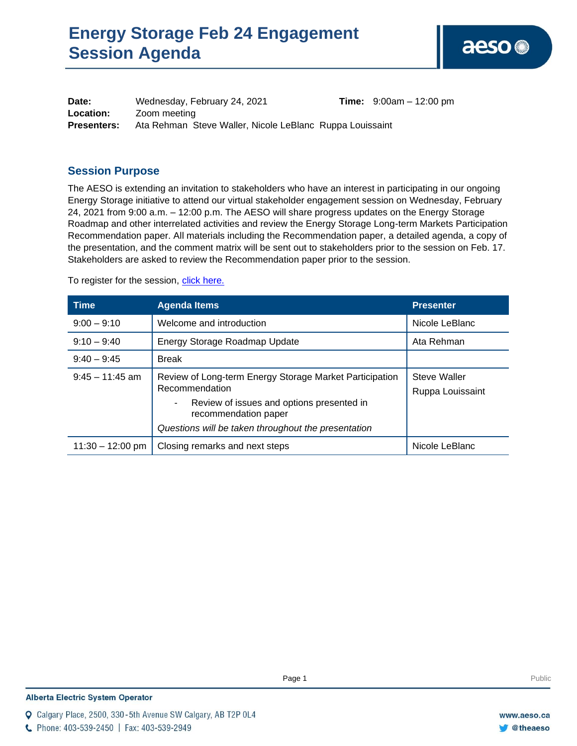# Energy Storage Feb 24 Engagement Session Agenda

**Date:** Wednesday, February 24, 2021 **Time:** 9:00am – 12:00 pm
**Location:** Zoom meeting
**Presenters:** Ata Rehman Steve Waller, Nicole LeBlanc Ruppa Louissaint

## Session Purpose

The AESO is extending an invitation to stakeholders who have an interest in participating in our ongoing Energy Storage initiative to attend our virtual stakeholder engagement session on Wednesday, February 24, 2021 from 9:00 a.m. – 12:00 p.m. The AESO will share progress updates on the Energy Storage Roadmap and other interrelated activities and review the Energy Storage Long-term Markets Participation Recommendation paper. All materials including the Recommendation paper, a detailed agenda, a copy of the presentation, and the comment matrix will be sent out to stakeholders prior to the session on Feb. 17. Stakeholders are asked to review the Recommendation paper prior to the session.

To register for the session, click here.

| Time | Agenda Items | Presenter |
| --- | --- | --- |
| 9:00 – 9:10 | Welcome and introduction | Nicole LeBlanc |
| 9:10 – 9:40 | Energy Storage Roadmap Update | Ata Rehman |
| 9:40 – 9:45 | Break | |
| 9:45 – 11:45 am | Review of Long-term Energy Storage Market Participation Recommendation<br>- Review of issues and options presented in recommendation paper<br>*Questions will be taken throughout the presentation* | Steve Waller<br>Ruppa Louissaint |
| 11:30 – 12:00 pm | Closing remarks and next steps | Nicole LeBlanc |